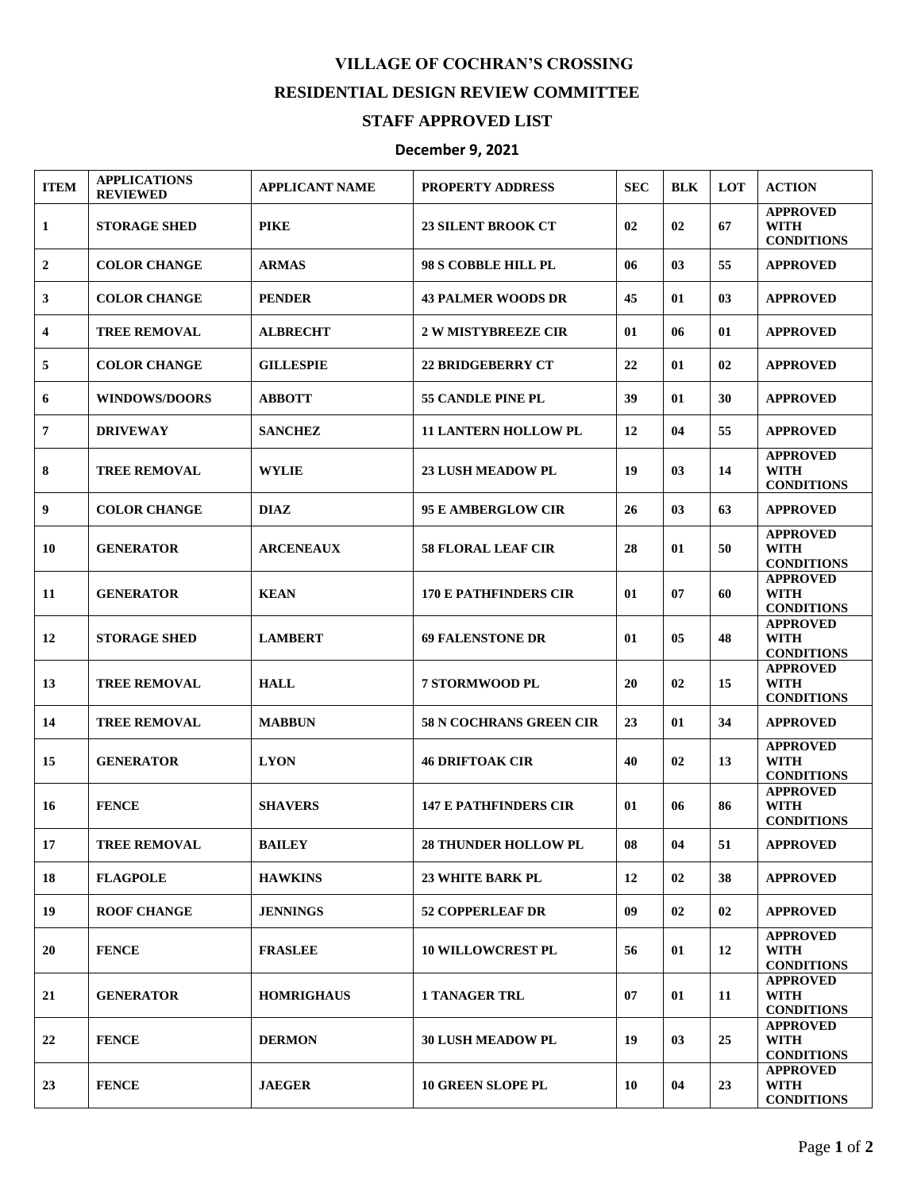# VILLAGE OF COCHRAN'S CROSSING

## RESIDENTIAL DESIGN REVIEW COMMITTEE

## STAFF APPROVED LIST

### December 9, 2021

| ITEM | APPLICATIONS REVIEWED | APPLICANT NAME | PROPERTY ADDRESS | SEC | BLK | LOT | ACTION |
|---|---|---|---|---|---|---|---|
| 1 | STORAGE SHED | PIKE | 23 SILENT BROOK CT | 02 | 02 | 67 | APPROVED WITH CONDITIONS |
| 2 | COLOR CHANGE | ARMAS | 98 S COBBLE HILL PL | 06 | 03 | 55 | APPROVED |
| 3 | COLOR CHANGE | PENDER | 43 PALMER WOODS DR | 45 | 01 | 03 | APPROVED |
| 4 | TREE REMOVAL | ALBRECHT | 2 W MISTYBREEZE CIR | 01 | 06 | 01 | APPROVED |
| 5 | COLOR CHANGE | GILLESPIE | 22 BRIDGEBERRY CT | 22 | 01 | 02 | APPROVED |
| 6 | WINDOWS/DOORS | ABBOTT | 55 CANDLE PINE PL | 39 | 01 | 30 | APPROVED |
| 7 | DRIVEWAY | SANCHEZ | 11 LANTERN HOLLOW PL | 12 | 04 | 55 | APPROVED |
| 8 | TREE REMOVAL | WYLIE | 23 LUSH MEADOW PL | 19 | 03 | 14 | APPROVED WITH CONDITIONS |
| 9 | COLOR CHANGE | DIAZ | 95 E AMBERGLOW CIR | 26 | 03 | 63 | APPROVED |
| 10 | GENERATOR | ARCENEAUX | 58 FLORAL LEAF CIR | 28 | 01 | 50 | APPROVED WITH CONDITIONS |
| 11 | GENERATOR | KEAN | 170 E PATHFINDERS CIR | 01 | 07 | 60 | APPROVED WITH CONDITIONS |
| 12 | STORAGE SHED | LAMBERT | 69 FALENSTONE DR | 01 | 05 | 48 | APPROVED WITH CONDITIONS |
| 13 | TREE REMOVAL | HALL | 7 STORMWOOD PL | 20 | 02 | 15 | APPROVED WITH CONDITIONS |
| 14 | TREE REMOVAL | MABBUN | 58 N COCHRANS GREEN CIR | 23 | 01 | 34 | APPROVED |
| 15 | GENERATOR | LYON | 46 DRIFTOAK CIR | 40 | 02 | 13 | APPROVED WITH CONDITIONS |
| 16 | FENCE | SHAVERS | 147 E PATHFINDERS CIR | 01 | 06 | 86 | APPROVED WITH CONDITIONS |
| 17 | TREE REMOVAL | BAILEY | 28 THUNDER HOLLOW PL | 08 | 04 | 51 | APPROVED |
| 18 | FLAGPOLE | HAWKINS | 23 WHITE BARK PL | 12 | 02 | 38 | APPROVED |
| 19 | ROOF CHANGE | JENNINGS | 52 COPPERLEAF DR | 09 | 02 | 02 | APPROVED |
| 20 | FENCE | FRASLEE | 10 WILLOWCREST PL | 56 | 01 | 12 | APPROVED WITH CONDITIONS |
| 21 | GENERATOR | HOMRIGHAUS | 1 TANAGER TRL | 07 | 01 | 11 | APPROVED WITH CONDITIONS |
| 22 | FENCE | DERMON | 30 LUSH MEADOW PL | 19 | 03 | 25 | APPROVED WITH CONDITIONS |
| 23 | FENCE | JAEGER | 10 GREEN SLOPE PL | 10 | 04 | 23 | APPROVED WITH CONDITIONS |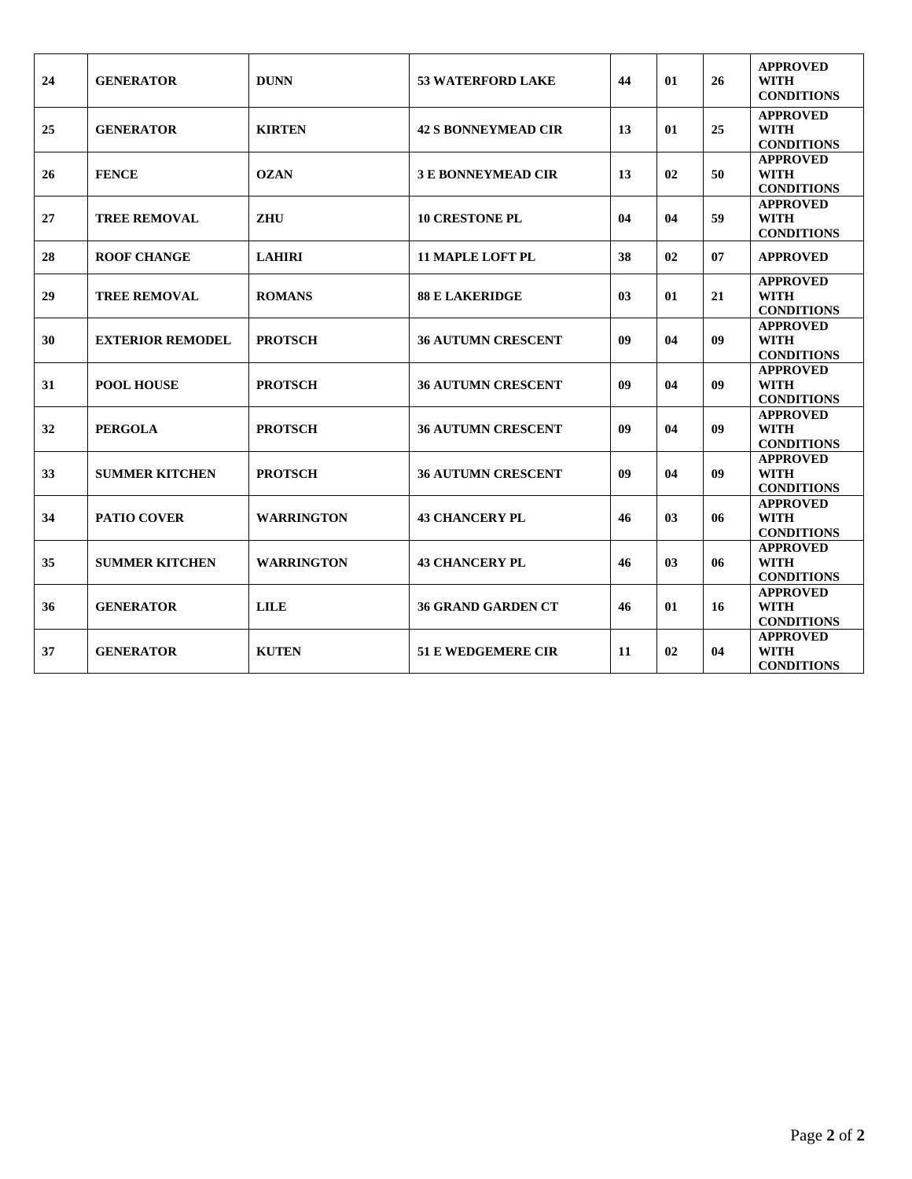| | | | | | | | |
|---|---|---|---|---|---|---|---|
| 24 | GENERATOR | DUNN | 53 WATERFORD LAKE | 44 | 01 | 26 | APPROVED WITH CONDITIONS |
| 25 | GENERATOR | KIRTEN | 42 S BONNEYMEAD CIR | 13 | 01 | 25 | APPROVED WITH CONDITIONS |
| 26 | FENCE | OZAN | 3 E BONNEYMEAD CIR | 13 | 02 | 50 | APPROVED WITH CONDITIONS |
| 27 | TREE REMOVAL | ZHU | 10 CRESTONE PL | 04 | 04 | 59 | APPROVED WITH CONDITIONS |
| 28 | ROOF CHANGE | LAHIRI | 11 MAPLE LOFT PL | 38 | 02 | 07 | APPROVED |
| 29 | TREE REMOVAL | ROMANS | 88 E LAKERIDGE | 03 | 01 | 21 | APPROVED WITH CONDITIONS |
| 30 | EXTERIOR REMODEL | PROTSCH | 36 AUTUMN CRESCENT | 09 | 04 | 09 | APPROVED WITH CONDITIONS |
| 31 | POOL HOUSE | PROTSCH | 36 AUTUMN CRESCENT | 09 | 04 | 09 | APPROVED WITH CONDITIONS |
| 32 | PERGOLA | PROTSCH | 36 AUTUMN CRESCENT | 09 | 04 | 09 | APPROVED WITH CONDITIONS |
| 33 | SUMMER KITCHEN | PROTSCH | 36 AUTUMN CRESCENT | 09 | 04 | 09 | APPROVED WITH CONDITIONS |
| 34 | PATIO COVER | WARRINGTON | 43 CHANCERY PL | 46 | 03 | 06 | APPROVED WITH CONDITIONS |
| 35 | SUMMER KITCHEN | WARRINGTON | 43 CHANCERY PL | 46 | 03 | 06 | APPROVED WITH CONDITIONS |
| 36 | GENERATOR | LILE | 36 GRAND GARDEN CT | 46 | 01 | 16 | APPROVED WITH CONDITIONS |
| 37 | GENERATOR | KUTEN | 51 E WEDGEMERE CIR | 11 | 02 | 04 | APPROVED WITH CONDITIONS |